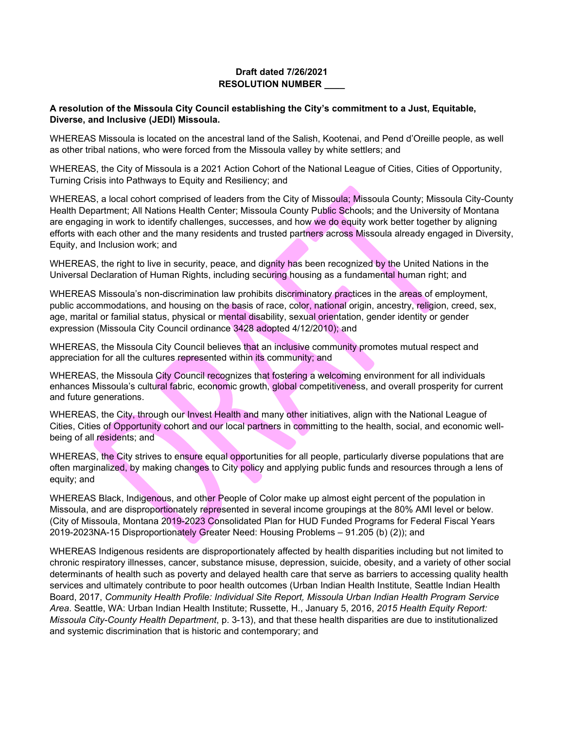**Draft dated 7/26/2021**
**RESOLUTION NUMBER ____**

**A resolution of the Missoula City Council establishing the City's commitment to a Just, Equitable, Diverse, and Inclusive (JEDI) Missoula.**

WHEREAS Missoula is located on the ancestral land of the Salish, Kootenai, and Pend d'Oreille people, as well as other tribal nations, who were forced from the Missoula valley by white settlers; and

WHEREAS, the City of Missoula is a 2021 Action Cohort of the National League of Cities, Cities of Opportunity, Turning Crisis into Pathways to Equity and Resiliency; and

WHEREAS, a local cohort comprised of leaders from the City of Missoula; Missoula County; Missoula City-County Health Department; All Nations Health Center; Missoula County Public Schools; and the University of Montana are engaging in work to identify challenges, successes, and how we do equity work better together by aligning efforts with each other and the many residents and trusted partners across Missoula already engaged in Diversity, Equity, and Inclusion work; and

WHEREAS, the right to live in security, peace, and dignity has been recognized by the United Nations in the Universal Declaration of Human Rights, including securing housing as a fundamental human right; and

WHEREAS Missoula's non-discrimination law prohibits discriminatory practices in the areas of employment, public accommodations, and housing on the basis of race, color, national origin, ancestry, religion, creed, sex, age, marital or familial status, physical or mental disability, sexual orientation, gender identity or gender expression (Missoula City Council ordinance 3428 adopted 4/12/2010); and

WHEREAS, the Missoula City Council believes that an inclusive community promotes mutual respect and appreciation for all the cultures represented within its community; and

WHEREAS, the Missoula City Council recognizes that fostering a welcoming environment for all individuals enhances Missoula's cultural fabric, economic growth, global competitiveness, and overall prosperity for current and future generations.

WHEREAS, the City, through our Invest Health and many other initiatives, align with the National League of Cities, Cities of Opportunity cohort and our local partners in committing to the health, social, and economic well-being of all residents; and

WHEREAS, the City strives to ensure equal opportunities for all people, particularly diverse populations that are often marginalized, by making changes to City policy and applying public funds and resources through a lens of equity; and

WHEREAS Black, Indigenous, and other People of Color make up almost eight percent of the population in Missoula, and are disproportionately represented in several income groupings at the 80% AMI level or below. (City of Missoula, Montana 2019-2023 Consolidated Plan for HUD Funded Programs for Federal Fiscal Years 2019-2023NA-15 Disproportionately Greater Need: Housing Problems – 91.205 (b) (2)); and

WHEREAS Indigenous residents are disproportionately affected by health disparities including but not limited to chronic respiratory illnesses, cancer, substance misuse, depression, suicide, obesity, and a variety of other social determinants of health such as poverty and delayed health care that serve as barriers to accessing quality health services and ultimately contribute to poor health outcomes (Urban Indian Health Institute, Seattle Indian Health Board, 2017, *Community Health Profile: Individual Site Report, Missoula Urban Indian Health Program Service Area*. Seattle, WA: Urban Indian Health Institute; Russette, H., January 5, 2016, *2015 Health Equity Report: Missoula City-County Health Department*, p. 3-13), and that these health disparities are due to institutionalized and systemic discrimination that is historic and contemporary; and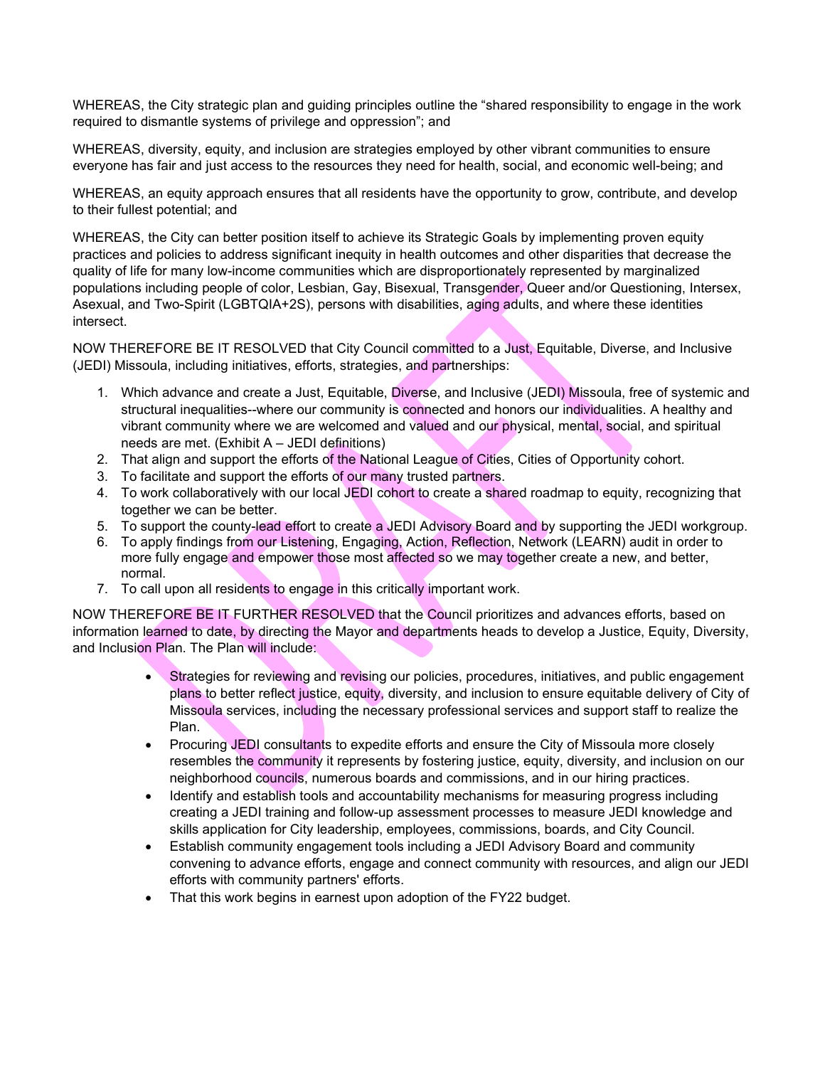WHEREAS, the City strategic plan and guiding principles outline the "shared responsibility to engage in the work required to dismantle systems of privilege and oppression"; and

WHEREAS, diversity, equity, and inclusion are strategies employed by other vibrant communities to ensure everyone has fair and just access to the resources they need for health, social, and economic well-being; and

WHEREAS, an equity approach ensures that all residents have the opportunity to grow, contribute, and develop to their fullest potential; and

WHEREAS, the City can better position itself to achieve its Strategic Goals by implementing proven equity practices and policies to address significant inequity in health outcomes and other disparities that decrease the quality of life for many low-income communities which are disproportionately represented by marginalized populations including people of color, Lesbian, Gay, Bisexual, Transgender, Queer and/or Questioning, Intersex, Asexual, and Two-Spirit (LGBTQIA+2S), persons with disabilities, aging adults, and where these identities intersect.

NOW THEREFORE BE IT RESOLVED that City Council committed to a Just, Equitable, Diverse, and Inclusive (JEDI) Missoula, including initiatives, efforts, strategies, and partnerships:

1. Which advance and create a Just, Equitable, Diverse, and Inclusive (JEDI) Missoula, free of systemic and structural inequalities--where our community is connected and honors our individualities. A healthy and vibrant community where we are welcomed and valued and our physical, mental, social, and spiritual needs are met. (Exhibit A – JEDI definitions)
2. That align and support the efforts of the National League of Cities, Cities of Opportunity cohort.
3. To facilitate and support the efforts of our many trusted partners.
4. To work collaboratively with our local JEDI cohort to create a shared roadmap to equity, recognizing that together we can be better.
5. To support the county-lead effort to create a JEDI Advisory Board and by supporting the JEDI workgroup.
6. To apply findings from our Listening, Engaging, Action, Reflection, Network (LEARN) audit in order to more fully engage and empower those most affected so we may together create a new, and better, normal.
7. To call upon all residents to engage in this critically important work.

NOW THEREFORE BE IT FURTHER RESOLVED that the Council prioritizes and advances efforts, based on information learned to date, by directing the Mayor and departments heads to develop a Justice, Equity, Diversity, and Inclusion Plan. The Plan will include:

- Strategies for reviewing and revising our policies, procedures, initiatives, and public engagement plans to better reflect justice, equity, diversity, and inclusion to ensure equitable delivery of City of Missoula services, including the necessary professional services and support staff to realize the Plan.
- Procuring JEDI consultants to expedite efforts and ensure the City of Missoula more closely resembles the community it represents by fostering justice, equity, diversity, and inclusion on our neighborhood councils, numerous boards and commissions, and in our hiring practices.
- Identify and establish tools and accountability mechanisms for measuring progress including creating a JEDI training and follow-up assessment processes to measure JEDI knowledge and skills application for City leadership, employees, commissions, boards, and City Council.
- Establish community engagement tools including a JEDI Advisory Board and community convening to advance efforts, engage and connect community with resources, and align our JEDI efforts with community partners' efforts.
- That this work begins in earnest upon adoption of the FY22 budget.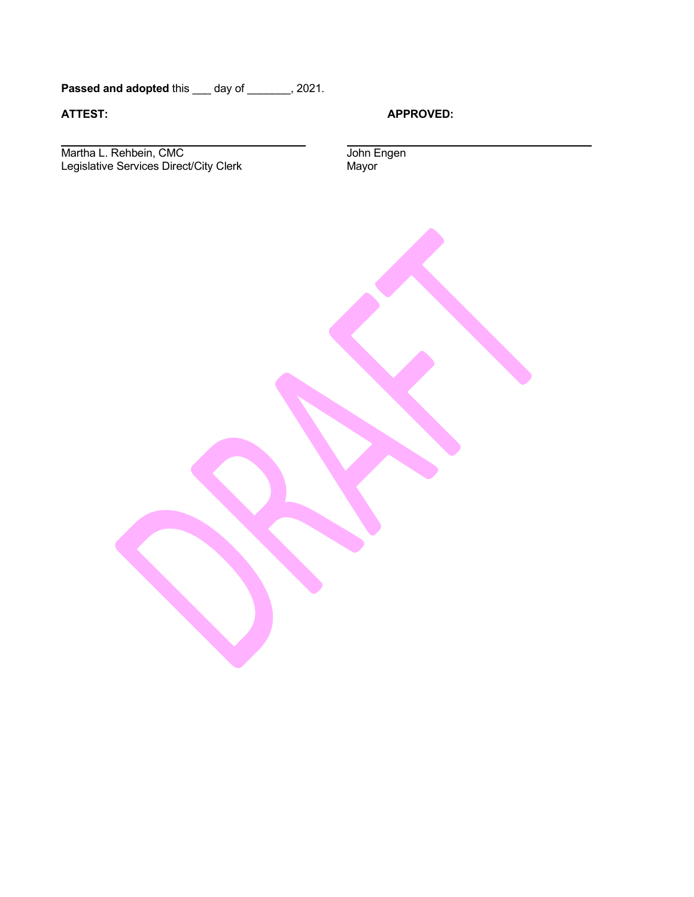**Passed and adopted** this ___ day of _______, 2021.

**ATTEST:**

______________________________
Martha L. Rehbein, CMC
Legislative Services Direct/City Clerk

**APPROVED:**

______________________________
John Engen
Mayor

DRAFT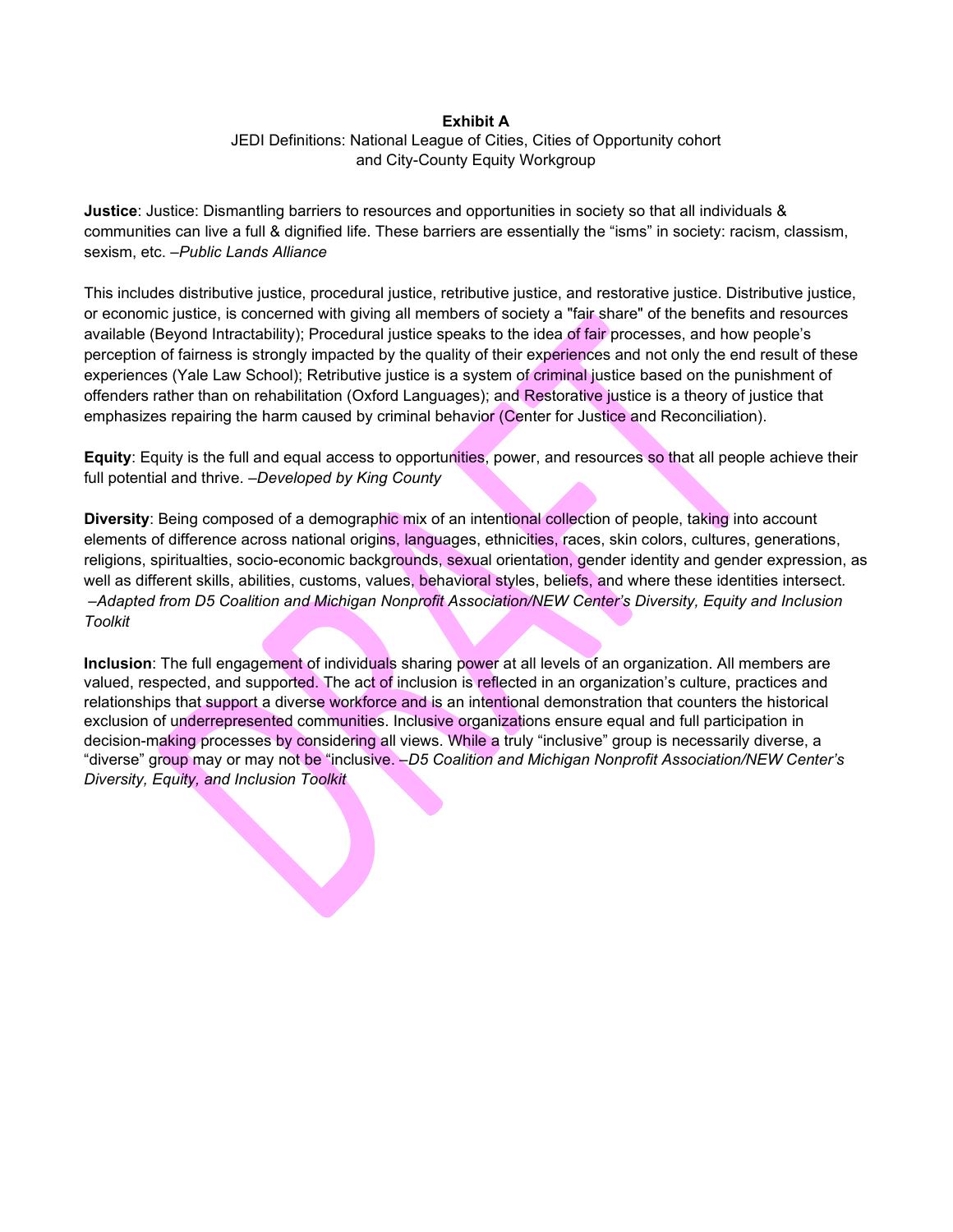**Exhibit A**

JEDI Definitions: National League of Cities, Cities of Opportunity cohort and City-County Equity Workgroup

**Justice**: Justice: Dismantling barriers to resources and opportunities in society so that all individuals & communities can live a full & dignified life. These barriers are essentially the "isms" in society: racism, classism, sexism, etc. –*Public Lands Alliance*

This includes distributive justice, procedural justice, retributive justice, and restorative justice. Distributive justice, or economic justice, is concerned with giving all members of society a "fair share" of the benefits and resources available (Beyond Intractability); Procedural justice speaks to the idea of fair processes, and how people's perception of fairness is strongly impacted by the quality of their experiences and not only the end result of these experiences (Yale Law School); Retributive justice is a system of criminal justice based on the punishment of offenders rather than on rehabilitation (Oxford Languages); and Restorative justice is a theory of justice that emphasizes repairing the harm caused by criminal behavior (Center for Justice and Reconciliation).

**Equity**: Equity is the full and equal access to opportunities, power, and resources so that all people achieve their full potential and thrive. –*Developed by King County*

**Diversity**: Being composed of a demographic mix of an intentional collection of people, taking into account elements of difference across national origins, languages, ethnicities, races, skin colors, cultures, generations, religions, spiritualties, socio-economic backgrounds, sexual orientation, gender identity and gender expression, as well as different skills, abilities, customs, values, behavioral styles, beliefs, and where these identities intersect. –*Adapted from D5 Coalition and Michigan Nonprofit Association/NEW Center's Diversity, Equity and Inclusion Toolkit*

**Inclusion**: The full engagement of individuals sharing power at all levels of an organization. All members are valued, respected, and supported. The act of inclusion is reflected in an organization's culture, practices and relationships that support a diverse workforce and is an intentional demonstration that counters the historical exclusion of underrepresented communities. Inclusive organizations ensure equal and full participation in decision-making processes by considering all views. While a truly "inclusive" group is necessarily diverse, a "diverse" group may or may not be "inclusive. –*D5 Coalition and Michigan Nonprofit Association/NEW Center's Diversity, Equity, and Inclusion Toolkit*